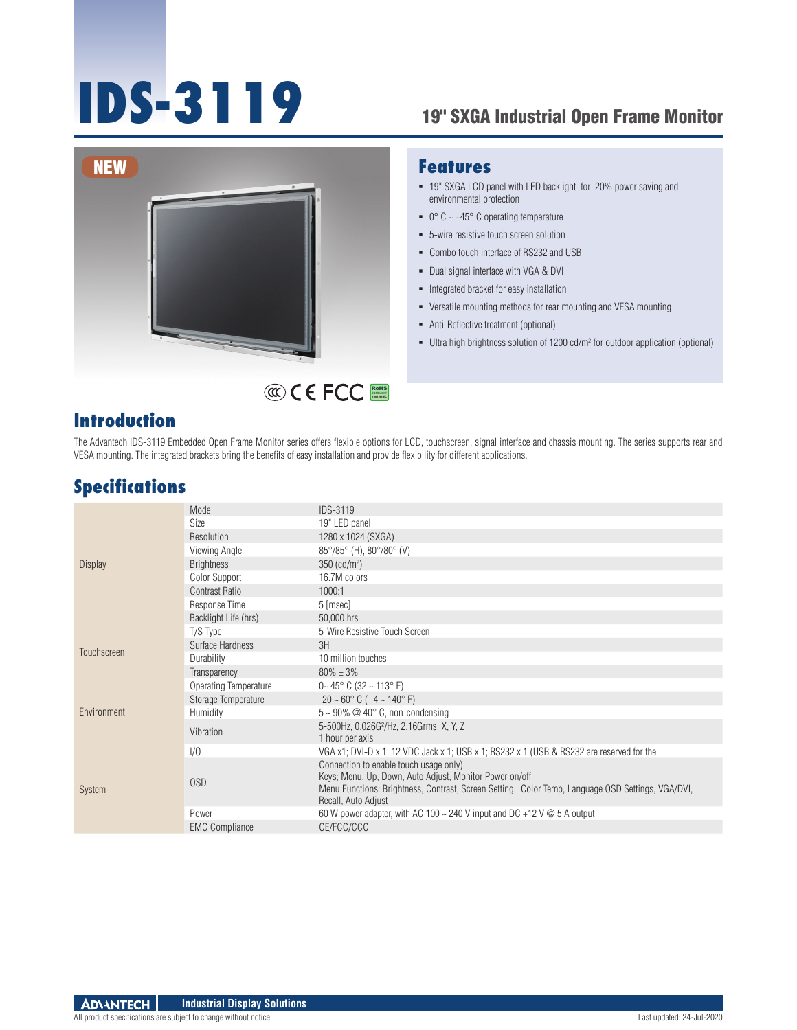# IDS-3119

## 19" SXGA Industrial Open Frame Monitor

NEW

## Features

- 19" SXGA LCD panel with LED backlight for 20% power saving and environmental protection
- 0° C ~ +45° C operating temperature
- 5-wire resistive touch screen solution
- Combo touch interface of RS232 and USB
- Dual signal interface with VGA & DVI
- Integrated bracket for easy installation
- Versatile mounting methods for rear mounting and VESA mounting
- Anti-Reflective treatment (optional)
- Ultra high brightness solution of 1200 cd/m² for outdoor application (optional)

CCC CE FCC RoHS

## Introduction

The Advantech IDS-3119 Embedded Open Frame Monitor series offers flexible options for LCD, touchscreen, signal interface and chassis mounting. The series supports rear and VESA mounting. The integrated brackets bring the benefits of easy installation and provide flexibility for different applications.

## Specifications

| | | |
|---|---|---|
| Display | Model | IDS-3119 |
| | Size | 19" LED panel |
| | Resolution | 1280 x 1024 (SXGA) |
| | Viewing Angle | 85°/85° (H), 80°/80° (V) |
| | Brightness | 350 (cd/m²) |
| | Color Support | 16.7M colors |
| | Contrast Ratio | 1000:1 |
| | Response Time | 5 [msec] |
| | Backlight Life (hrs) | 50,000 hrs |
| Touchscreen | T/S Type | 5-Wire Resistive Touch Screen |
| | Surface Hardness | 3H |
| | Durability | 10 million touches |
| | Transparency | 80% ± 3% |
| Environment | Operating Temperature | 0~ 45° C (32 ~ 113° F) |
| | Storage Temperature | -20 ~ 60° C ( -4 ~ 140° F) |
| | Humidity | 5 ~ 90% @ 40° C, non-condensing |
| | Vibration | 5-500Hz, 0.026G²/Hz, 2.16Grms, X, Y, Z 1 hour per axis |
| System | I/O | VGA x1; DVI-D x 1; 12 VDC Jack x 1; USB x 1; RS232 x 1 (USB & RS232 are reserved for the Connection to enable touch usage only) |
| | OSD | Keys; Menu, Up, Down, Auto Adjust, Monitor Power on/off Menu Functions: Brightness, Contrast, Screen Setting, Color Temp, Language OSD Settings, VGA/DVI, Recall, Auto Adjust |
| | Power | 60 W power adapter, with AC 100 ~ 240 V input and DC +12 V @ 5 A output |
| | EMC Compliance | CE/FCC/CCC |

All product specifications are subject to change without notice.

Last updated: 24-Jul-2020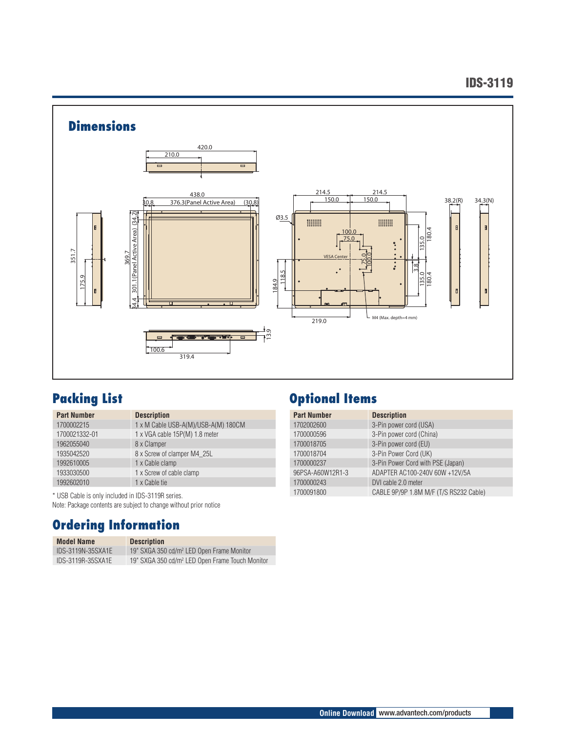## Dimensions

420.0
210.0
438.0
30.8
376.3(Panel Active Area)
(30.8)
351.7
175.9
369.7
301.1(Panel Active Area)
(34.2)
34.4
214.5
214.5
150.0
150.0
Ø3.5
100.0
75.0
VESA Center
75.0
100.0
184.9
118.5
135.0
180.4
3.8
135.0
180.4
219.0
M4 (Max. depth=4 mm)
38.2(R)
34.3(N)
13.9
100.6
319.4

## Packing List

| Part Number | Description |
|---|---|
| 1700002215 | 1 x M Cable USB-A(M)/USB-A(M) 180CM |
| 1700021332-01 | 1 x VGA cable 15P(M) 1.8 meter |
| 1962055040 | 8 x Clamper |
| 1935042520 | 8 x Screw of clamper M4_25L |
| 1992610005 | 1 x Cable clamp |
| 1933030500 | 1 x Screw of cable clamp |
| 1992602010 | 1 x Cable tie |

* USB Cable is only included in IDS-3119R series.
Note: Package contents are subject to change without prior notice

## Ordering Information

| Model Name | Description |
|---|---|
| IDS-3119N-35SXA1E | 19" SXGA 350 cd/m² LED Open Frame Monitor |
| IDS-3119R-35SXA1E | 19" SXGA 350 cd/m² LED Open Frame Touch Monitor |

## Optional Items

| Part Number | Description |
|---|---|
| 1702002600 | 3-Pin power cord (USA) |
| 1700000596 | 3-Pin power cord (China) |
| 1700018705 | 3-Pin power cord (EU) |
| 1700018704 | 3-Pin Power Cord (UK) |
| 1700000237 | 3-Pin Power Cord with PSE (Japan) |
| 96PSA-A60W12R1-3 | ADAPTER AC100-240V 60W +12V/5A |
| 1700000243 | DVI cable 2.0 meter |
| 1700091800 | CABLE 9P/9P 1.8M M/F (T/S RS232 Cable) |

**Online Download** www.advantech.com/products